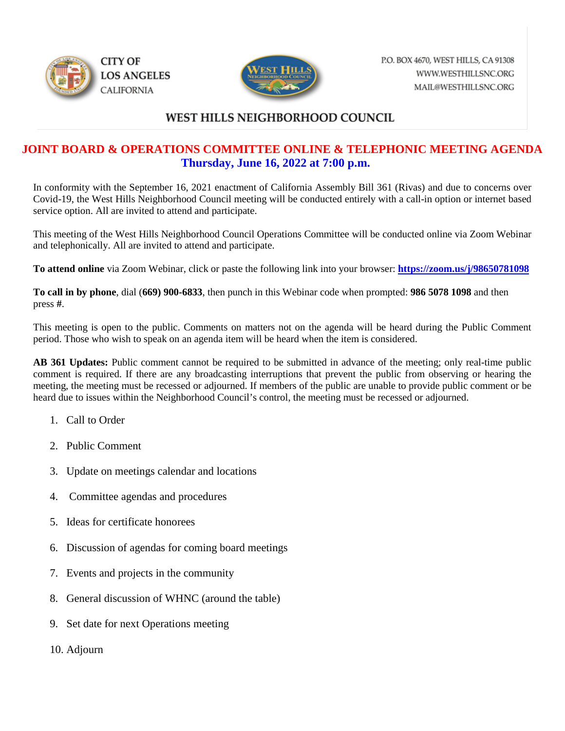CITY OF LOS ANGELES CALIFORNIA

P.O. BOX 4670, WEST HILLS, CA 91308
WWW.WESTHILLSNC.ORG
MAIL@WESTHILLSNC.ORG

WEST HILLS NEIGHBORHOOD COUNCIL

# JOINT BOARD & OPERATIONS COMMITTEE ONLINE & TELEPHONIC MEETING AGENDA

## Thursday, June 16, 2022 at 7:00 p.m.

In conformity with the September 16, 2021 enactment of California Assembly Bill 361 (Rivas) and due to concerns over Covid-19, the West Hills Neighborhood Council meeting will be conducted entirely with a call-in option or internet based service option. All are invited to attend and participate.

This meeting of the West Hills Neighborhood Council Operations Committee will be conducted online via Zoom Webinar and telephonically. All are invited to attend and participate.

**To attend online** via Zoom Webinar, click or paste the following link into your browser: **https://zoom.us/j/98650781098**

**To call in by phone**, dial **(669) 900-6833**, then punch in this Webinar code when prompted: **986 5078 1098** and then press **#**.

This meeting is open to the public. Comments on matters not on the agenda will be heard during the Public Comment period. Those who wish to speak on an agenda item will be heard when the item is considered.

**AB 361 Updates:** Public comment cannot be required to be submitted in advance of the meeting; only real-time public comment is required. If there are any broadcasting interruptions that prevent the public from observing or hearing the meeting, the meeting must be recessed or adjourned. If members of the public are unable to provide public comment or be heard due to issues within the Neighborhood Council's control, the meeting must be recessed or adjourned.

1. Call to Order
2. Public Comment
3. Update on meetings calendar and locations
4. Committee agendas and procedures
5. Ideas for certificate honorees
6. Discussion of agendas for coming board meetings
7. Events and projects in the community
8. General discussion of WHNC (around the table)
9. Set date for next Operations meeting
10. Adjourn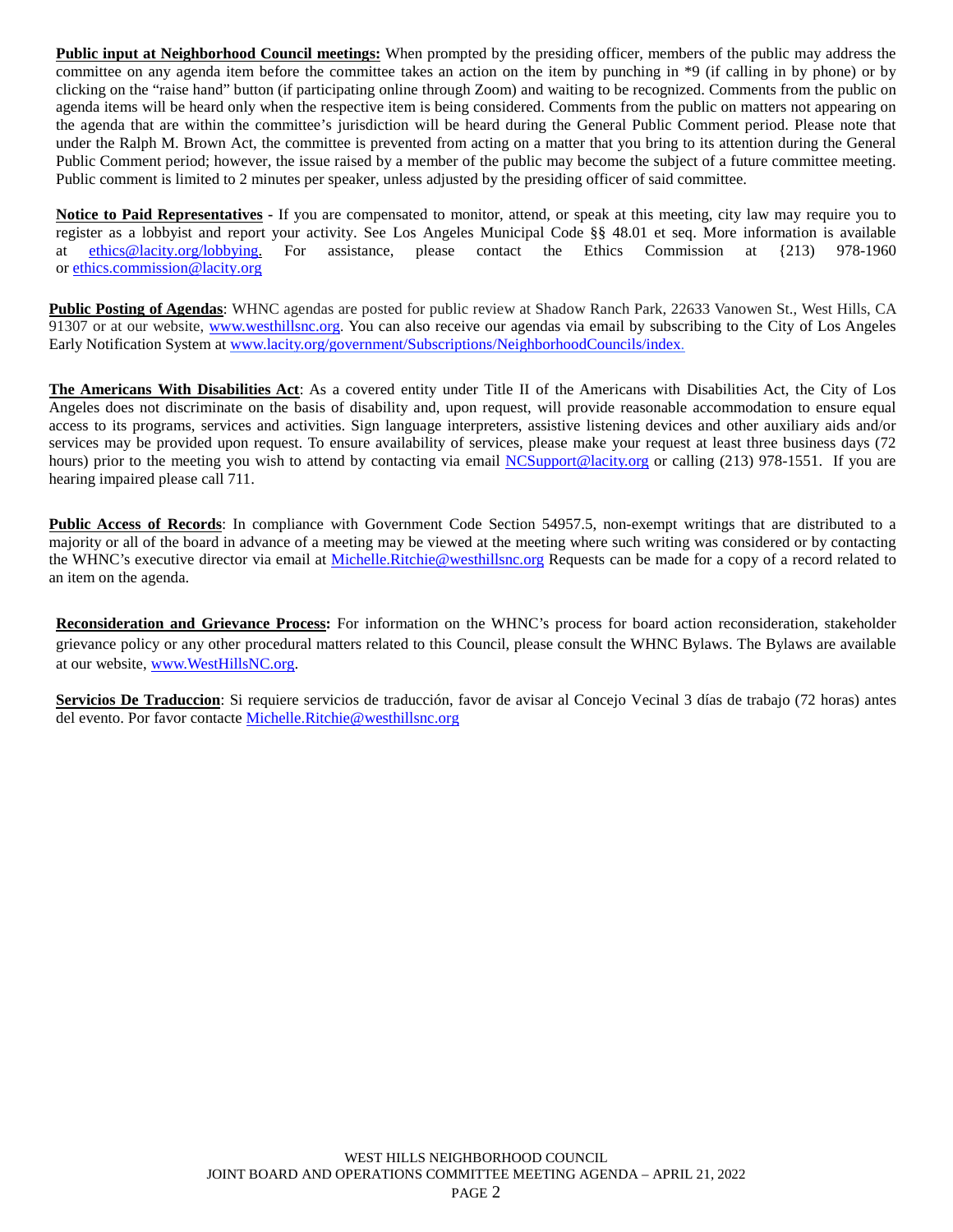**Public input at Neighborhood Council meetings:** When prompted by the presiding officer, members of the public may address the committee on any agenda item before the committee takes an action on the item by punching in *9 (if calling in by phone) or by clicking on the "raise hand" button (if participating online through Zoom) and waiting to be recognized. Comments from the public on agenda items will be heard only when the respective item is being considered. Comments from the public on matters not appearing on the agenda that are within the committee's jurisdiction will be heard during the General Public Comment period. Please note that under the Ralph M. Brown Act, the committee is prevented from acting on a matter that you bring to its attention during the General Public Comment period; however, the issue raised by a member of the public may become the subject of a future committee meeting. Public comment is limited to 2 minutes per speaker, unless adjusted by the presiding officer of said committee.

**Notice to Paid Representatives** - If you are compensated to monitor, attend, or speak at this meeting, city law may require you to register as a lobbyist and report your activity. See Los Angeles Municipal Code §§ 48.01 et seq. More information is available at ethics@lacity.org/lobbying. For assistance, please contact the Ethics Commission at {213) 978-1960 or ethics.commission@lacity.org

**Public Posting of Agendas**: WHNC agendas are posted for public review at Shadow Ranch Park, 22633 Vanowen St., West Hills, CA 91307 or at our website, www.westhillsnc.org. You can also receive our agendas via email by subscribing to the City of Los Angeles Early Notification System at www.lacity.org/government/Subscriptions/NeighborhoodCouncils/index.

**The Americans With Disabilities Act**: As a covered entity under Title II of the Americans with Disabilities Act, the City of Los Angeles does not discriminate on the basis of disability and, upon request, will provide reasonable accommodation to ensure equal access to its programs, services and activities. Sign language interpreters, assistive listening devices and other auxiliary aids and/or services may be provided upon request. To ensure availability of services, please make your request at least three business days (72 hours) prior to the meeting you wish to attend by contacting via email NCSupport@lacity.org or calling (213) 978-1551. If you are hearing impaired please call 711.

**Public Access of Records**: In compliance with Government Code Section 54957.5, non-exempt writings that are distributed to a majority or all of the board in advance of a meeting may be viewed at the meeting where such writing was considered or by contacting the WHNC's executive director via email at Michelle.Ritchie@westhillsnc.org Requests can be made for a copy of a record related to an item on the agenda.

**Reconsideration and Grievance Process:** For information on the WHNC's process for board action reconsideration, stakeholder grievance policy or any other procedural matters related to this Council, please consult the WHNC Bylaws. The Bylaws are available at our website, www.WestHillsNC.org.

**Servicios De Traduccion**: Si requiere servicios de traducción, favor de avisar al Concejo Vecinal 3 días de trabajo (72 horas) antes del evento. Por favor contacte Michelle.Ritchie@westhillsnc.org